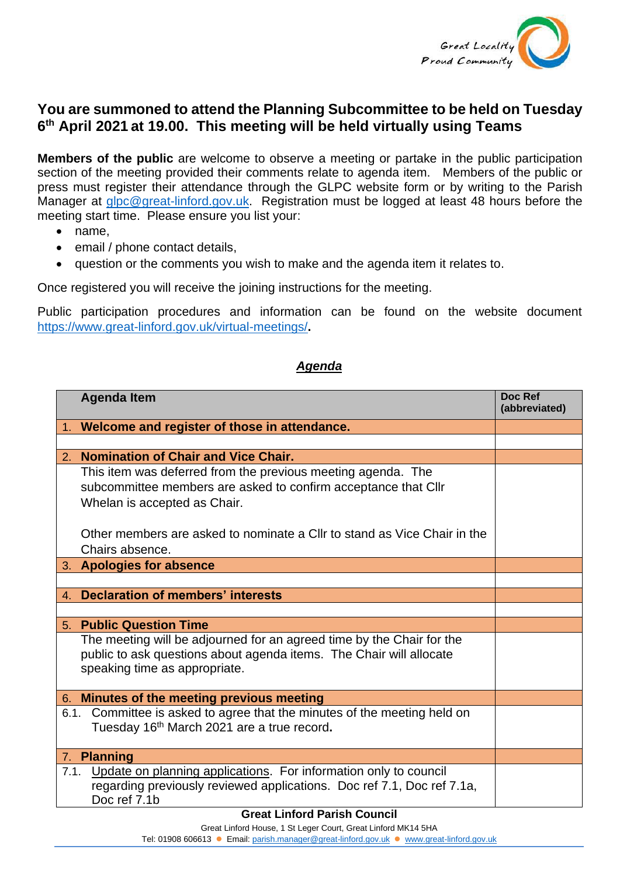Great Locality
Proud Community

## You are summoned to attend the Planning Subcommittee to be held on Tuesday 6th April 2021 at 19.00. This meeting will be held virtually using Teams

**Members of the public** are welcome to observe a meeting or partake in the public participation section of the meeting provided their comments relate to agenda item. Members of the public or press must register their attendance through the GLPC website form or by writing to the Parish Manager at glpc@great-linford.gov.uk. Registration must be logged at least 48 hours before the meeting start time. Please ensure you list your:

- name,
- email / phone contact details,
- question or the comments you wish to make and the agenda item it relates to.

Once registered you will receive the joining instructions for the meeting.

Public participation procedures and information can be found on the website document https://www.great-linford.gov.uk/virtual-meetings/.

### ***Agenda***

| Agenda Item | Doc Ref (abbreviated) |
|---|---|
| 1. **Welcome and register of those in attendance.** | |
| | |
| 2. **Nomination of Chair and Vice Chair.** | |
| This item was deferred from the previous meeting agenda. The subcommittee members are asked to confirm acceptance that Cllr Whelan is accepted as Chair.<br><br>Other members are asked to nominate a Cllr to stand as Vice Chair in the Chairs absence. | |
| 3. **Apologies for absence** | |
| | |
| 4. **Declaration of members' interests** | |
| | |
| 5. **Public Question Time** | |
| The meeting will be adjourned for an agreed time by the Chair for the public to ask questions about agenda items. The Chair will allocate speaking time as appropriate. | |
| 6. **Minutes of the meeting previous meeting** | |
| 6.1. Committee is asked to agree that the minutes of the meeting held on Tuesday 16th March 2021 are a true record**.** | |
| 7. **Planning** | |
| 7.1. Update on planning applications. For information only to council regarding previously reviewed applications. Doc ref 7.1, Doc ref 7.1a, Doc ref 7.1b | |

**Great Linford Parish Council**

Great Linford House, 1 St Leger Court, Great Linford MK14 5HA

Tel: 01908 606613 ● Email: parish.manager@great-linford.gov.uk ● www.great-linford.gov.uk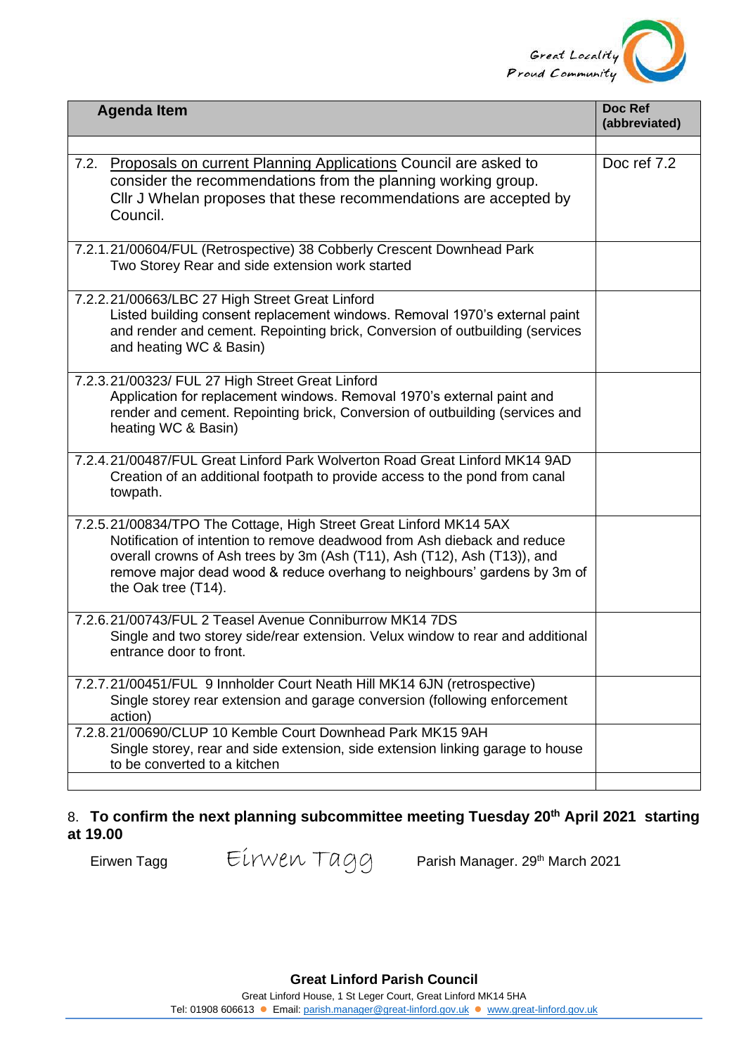| Agenda Item | Doc Ref (abbreviated) |
|---|---|
| | |
| 7.2. Proposals on current Planning Applications Council are asked to consider the recommendations from the planning working group. Cllr J Whelan proposes that these recommendations are accepted by Council. | Doc ref 7.2 |
| 7.2.1. 21/00604/FUL (Retrospective) 38 Cobberly Crescent Downhead Park Two Storey Rear and side extension work started | |
| 7.2.2. 21/00663/LBC 27 High Street Great Linford Listed building consent replacement windows. Removal 1970's external paint and render and cement. Repointing brick, Conversion of outbuilding (services and heating WC & Basin) | |
| 7.2.3. 21/00323/ FUL 27 High Street Great Linford Application for replacement windows. Removal 1970's external paint and render and cement. Repointing brick, Conversion of outbuilding (services and heating WC & Basin) | |
| 7.2.4. 21/00487/FUL Great Linford Park Wolverton Road Great Linford MK14 9AD Creation of an additional footpath to provide access to the pond from canal towpath. | |
| 7.2.5. 21/00834/TPO The Cottage, High Street Great Linford MK14 5AX Notification of intention to remove deadwood from Ash dieback and reduce overall crowns of Ash trees by 3m (Ash (T11), Ash (T12), Ash (T13)), and remove major dead wood & reduce overhang to neighbours' gardens by 3m of the Oak tree (T14). | |
| 7.2.6. 21/00743/FUL 2 Teasel Avenue Conniburrow MK14 7DS Single and two storey side/rear extension. Velux window to rear and additional entrance door to front. | |
| 7.2.7. 21/00451/FUL 9 Innholder Court Neath Hill MK14 6JN (retrospective) Single storey rear extension and garage conversion (following enforcement action) | |
| 7.2.8. 21/00690/CLUP 10 Kemble Court Downhead Park MK15 9AH Single storey, rear and side extension, side extension linking garage to house to be converted to a kitchen | |
| | |

8. **To confirm the next planning subcommittee meeting Tuesday 20th April 2021 starting at 19.00**

Eirwen Tagg    *Eirwen Tagg*    Parish Manager. 29th March 2021

**Great Linford Parish Council**

Great Linford House, 1 St Leger Court, Great Linford MK14 5HA

Tel: 01908 606613 ● Email: parish.manager@great-linford.gov.uk ● www.great-linford.gov.uk